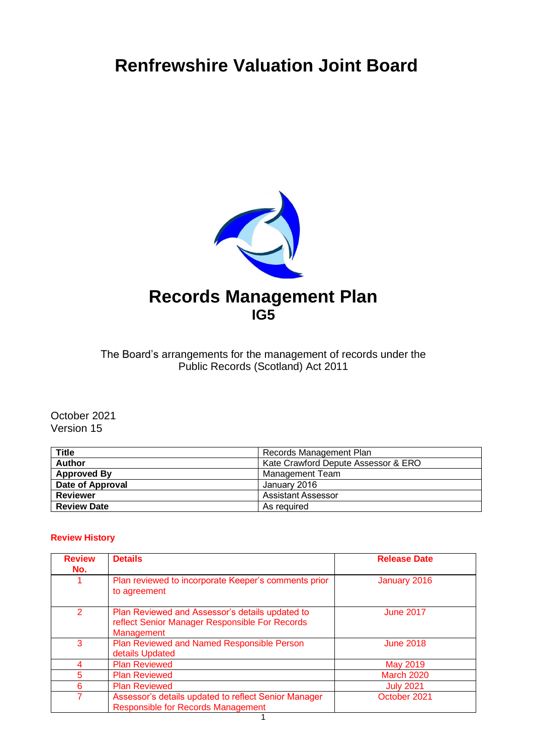# Renfrewshire Valuation Joint Board

# Records Management Plan
## IG5

The Board's arrangements for the management of records under the Public Records (Scotland) Act 2011

October 2021
Version 15

| Title | Records Management Plan |
|---|---|
| **Author** | Kate Crawford Depute Assessor & ERO |
| **Approved By** | Management Team |
| **Date of Approval** | January 2016 |
| **Reviewer** | Assistant Assessor |
| **Review Date** | As required |

**Review History**

| Review No. | Details | Release Date |
|---|---|---|
| 1 | Plan reviewed to incorporate Keeper's comments prior to agreement | January 2016 |
| 2 | Plan Reviewed and Assessor's details updated to reflect Senior Manager Responsible For Records Management | June 2017 |
| 3 | Plan Reviewed and Named Responsible Person details Updated | June 2018 |
| 4 | Plan Reviewed | May 2019 |
| 5 | Plan Reviewed | March 2020 |
| 6 | Plan Reviewed | July 2021 |
| 7 | Assessor's details updated to reflect Senior Manager Responsible for Records Management | October 2021 |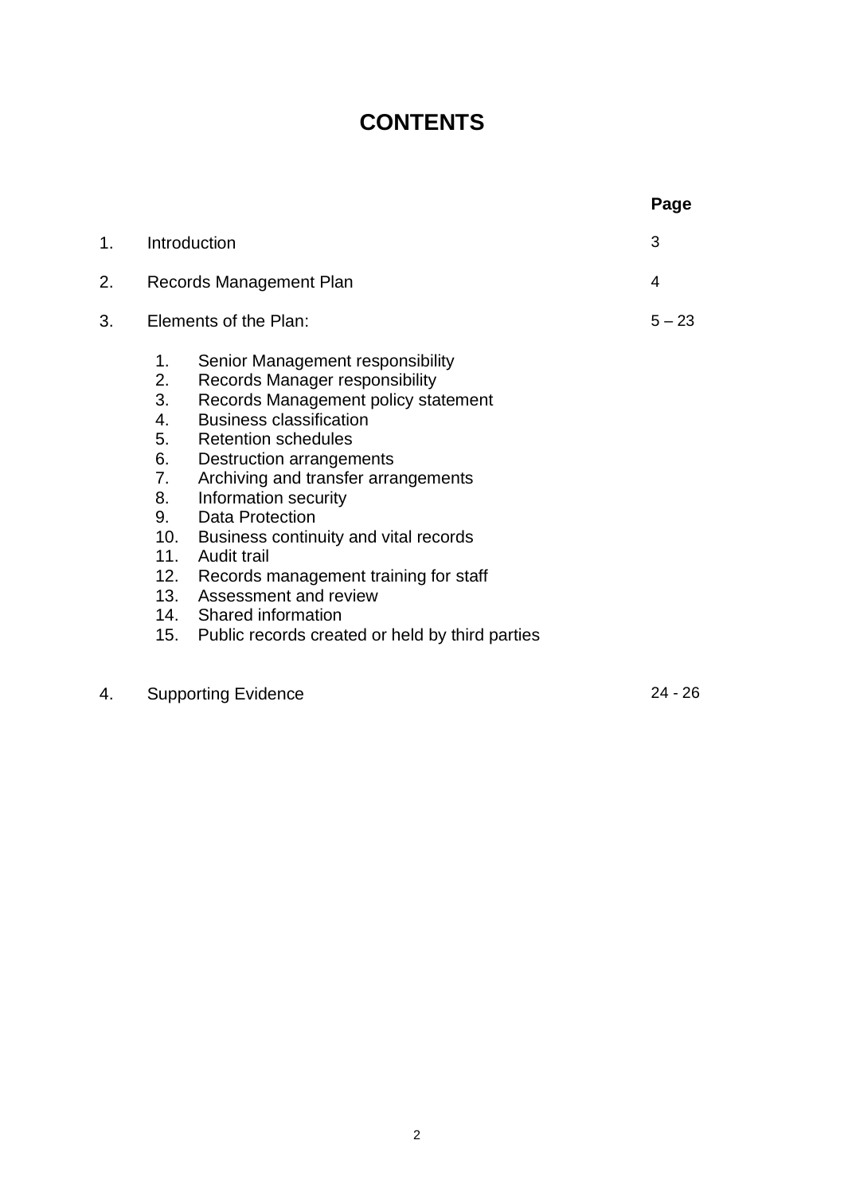# CONTENTS

| | | Page |
|---|---|---|
| 1. | Introduction | 3 |
| 2. | Records Management Plan | 4 |
| 3. | Elements of the Plan: | 5 – 23 |
| | 1. Senior Management responsibility<br>2. Records Manager responsibility<br>3. Records Management policy statement<br>4. Business classification<br>5. Retention schedules<br>6. Destruction arrangements<br>7. Archiving and transfer arrangements<br>8. Information security<br>9. Data Protection<br>10. Business continuity and vital records<br>11. Audit trail<br>12. Records management training for staff<br>13. Assessment and review<br>14. Shared information<br>15. Public records created or held by third parties | |
| 4. | Supporting Evidence | 24 - 26 |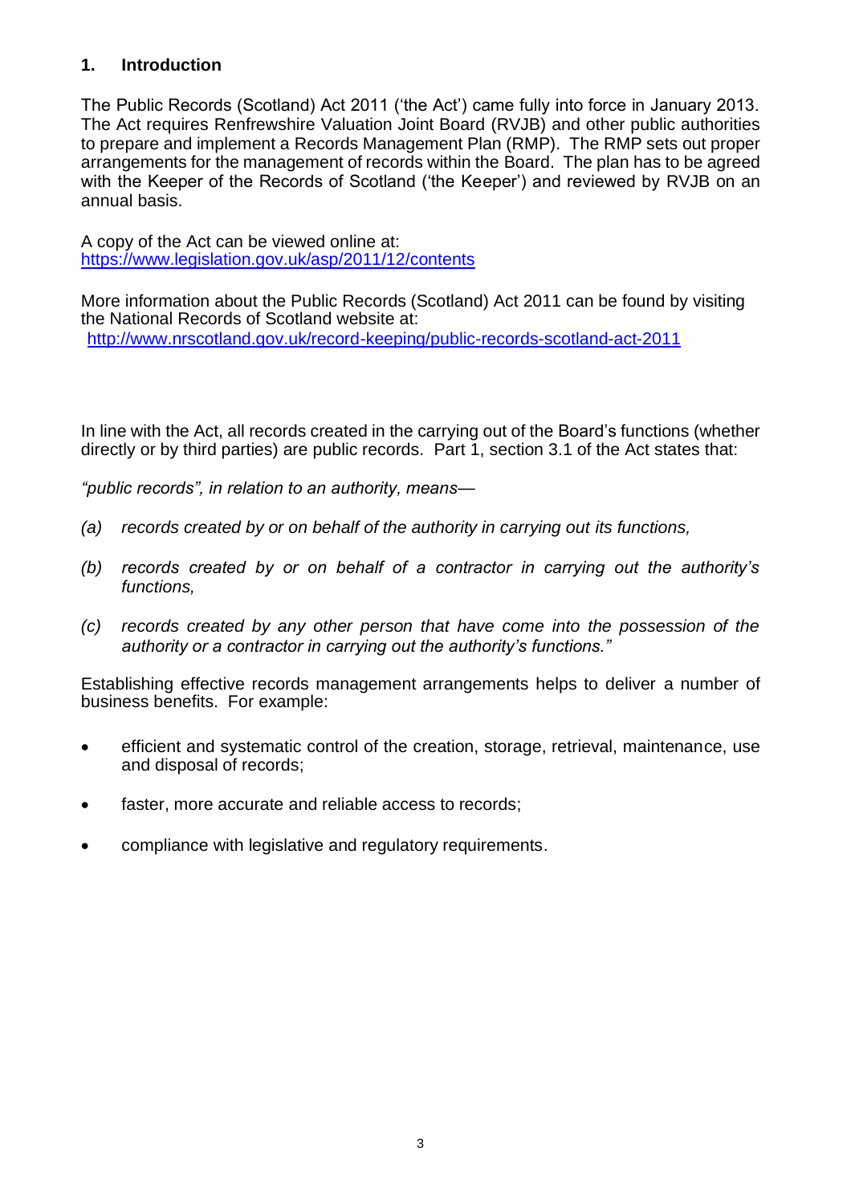## 1. Introduction

The Public Records (Scotland) Act 2011 ('the Act') came fully into force in January 2013. The Act requires Renfrewshire Valuation Joint Board (RVJB) and other public authorities to prepare and implement a Records Management Plan (RMP). The RMP sets out proper arrangements for the management of records within the Board. The plan has to be agreed with the Keeper of the Records of Scotland ('the Keeper') and reviewed by RVJB on an annual basis.

A copy of the Act can be viewed online at:
https://www.legislation.gov.uk/asp/2011/12/contents

More information about the Public Records (Scotland) Act 2011 can be found by visiting the National Records of Scotland website at:
http://www.nrscotland.gov.uk/record-keeping/public-records-scotland-act-2011

In line with the Act, all records created in the carrying out of the Board's functions (whether directly or by third parties) are public records. Part 1, section 3.1 of the Act states that:

*"public records", in relation to an authority, means—*

*(a) records created by or on behalf of the authority in carrying out its functions,*

*(b) records created by or on behalf of a contractor in carrying out the authority's functions,*

*(c) records created by any other person that have come into the possession of the authority or a contractor in carrying out the authority's functions."*

Establishing effective records management arrangements helps to deliver a number of business benefits. For example:

- efficient and systematic control of the creation, storage, retrieval, maintenance, use and disposal of records;
- faster, more accurate and reliable access to records;
- compliance with legislative and regulatory requirements.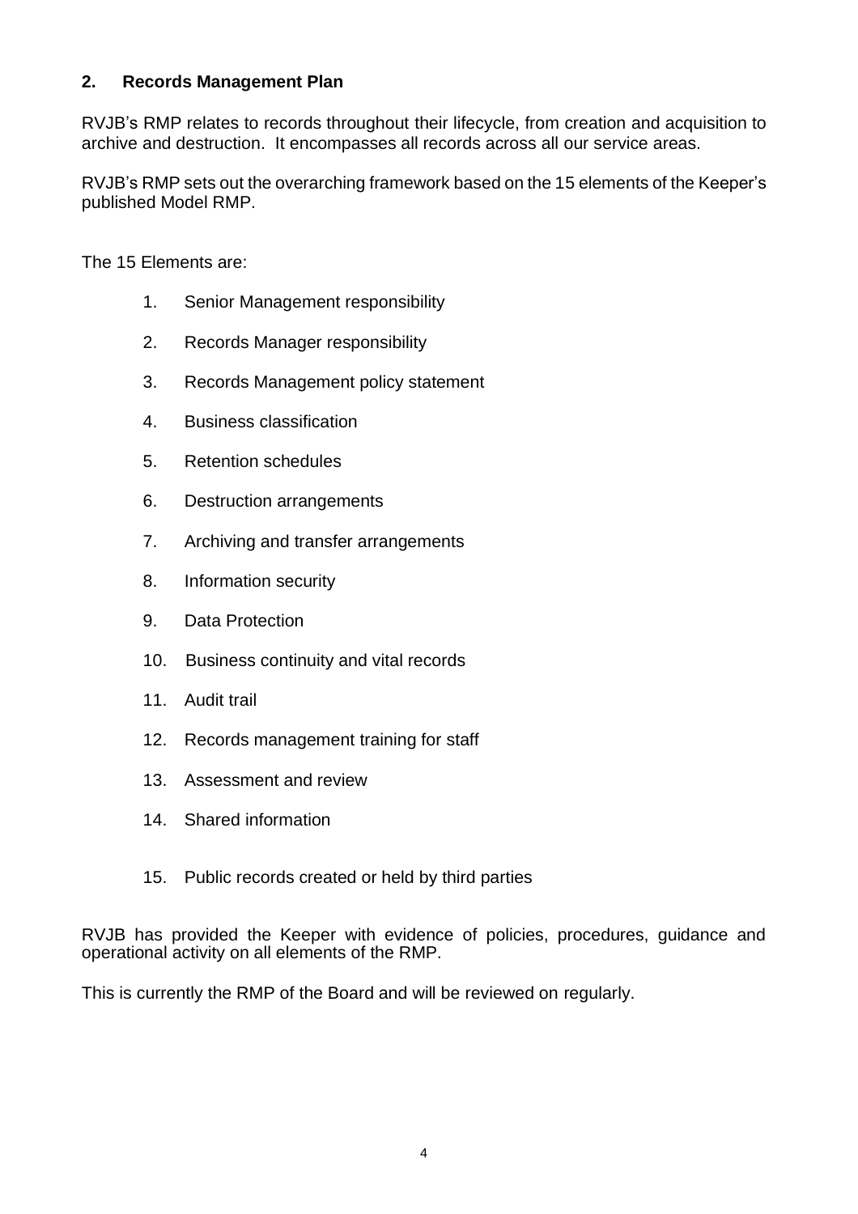## 2. Records Management Plan

RVJB's RMP relates to records throughout their lifecycle, from creation and acquisition to archive and destruction. It encompasses all records across all our service areas.

RVJB's RMP sets out the overarching framework based on the 15 elements of the Keeper's published Model RMP.

The 15 Elements are:

1. Senior Management responsibility
2. Records Manager responsibility
3. Records Management policy statement
4. Business classification
5. Retention schedules
6. Destruction arrangements
7. Archiving and transfer arrangements
8. Information security
9. Data Protection
10. Business continuity and vital records
11. Audit trail
12. Records management training for staff
13. Assessment and review
14. Shared information
15. Public records created or held by third parties

RVJB has provided the Keeper with evidence of policies, procedures, guidance and operational activity on all elements of the RMP.

This is currently the RMP of the Board and will be reviewed on regularly.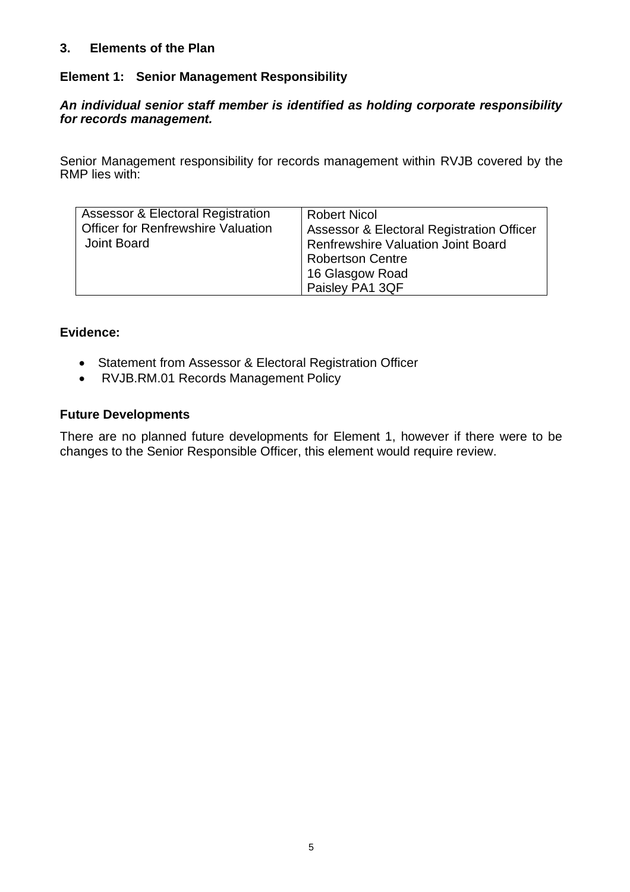## 3. Elements of the Plan

### Element 1: Senior Management Responsibility

***An individual senior staff member is identified as holding corporate responsibility for records management.***

Senior Management responsibility for records management within RVJB covered by the RMP lies with:

| Assessor & Electoral Registration Officer for Renfrewshire Valuation Joint Board | Robert Nicol<br>Assessor & Electoral Registration Officer<br>Renfrewshire Valuation Joint Board<br>Robertson Centre<br>16 Glasgow Road<br>Paisley PA1 3QF |
|---|---|

**Evidence:**

- Statement from Assessor & Electoral Registration Officer
- RVJB.RM.01 Records Management Policy

**Future Developments**

There are no planned future developments for Element 1, however if there were to be changes to the Senior Responsible Officer, this element would require review.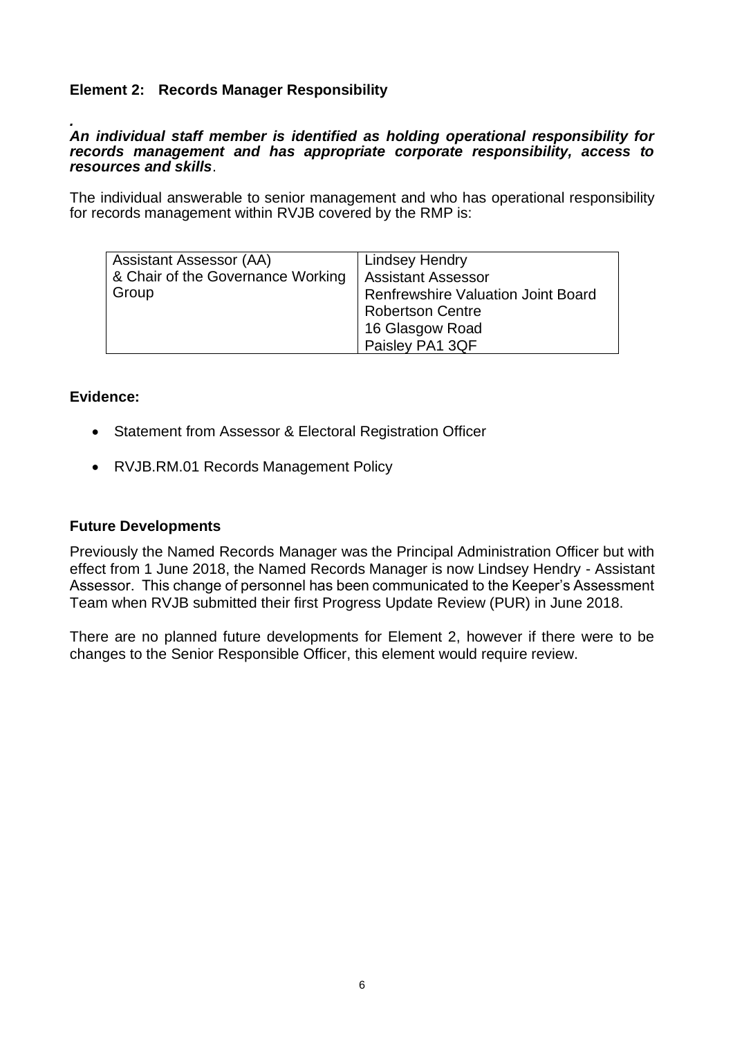## Element 2: Records Manager Responsibility

.
***An individual staff member is identified as holding operational responsibility for records management and has appropriate corporate responsibility, access to resources and skills***.

The individual answerable to senior management and who has operational responsibility for records management within RVJB covered by the RMP is:

| Assistant Assessor (AA) & Chair of the Governance Working Group | Lindsey Hendry<br>Assistant Assessor<br>Renfrewshire Valuation Joint Board<br>Robertson Centre<br>16 Glasgow Road<br>Paisley PA1 3QF |
|---|---|

### Evidence:

- Statement from Assessor & Electoral Registration Officer
- RVJB.RM.01 Records Management Policy

### Future Developments

Previously the Named Records Manager was the Principal Administration Officer but with effect from 1 June 2018, the Named Records Manager is now Lindsey Hendry - Assistant Assessor. This change of personnel has been communicated to the Keeper's Assessment Team when RVJB submitted their first Progress Update Review (PUR) in June 2018.

There are no planned future developments for Element 2, however if there were to be changes to the Senior Responsible Officer, this element would require review.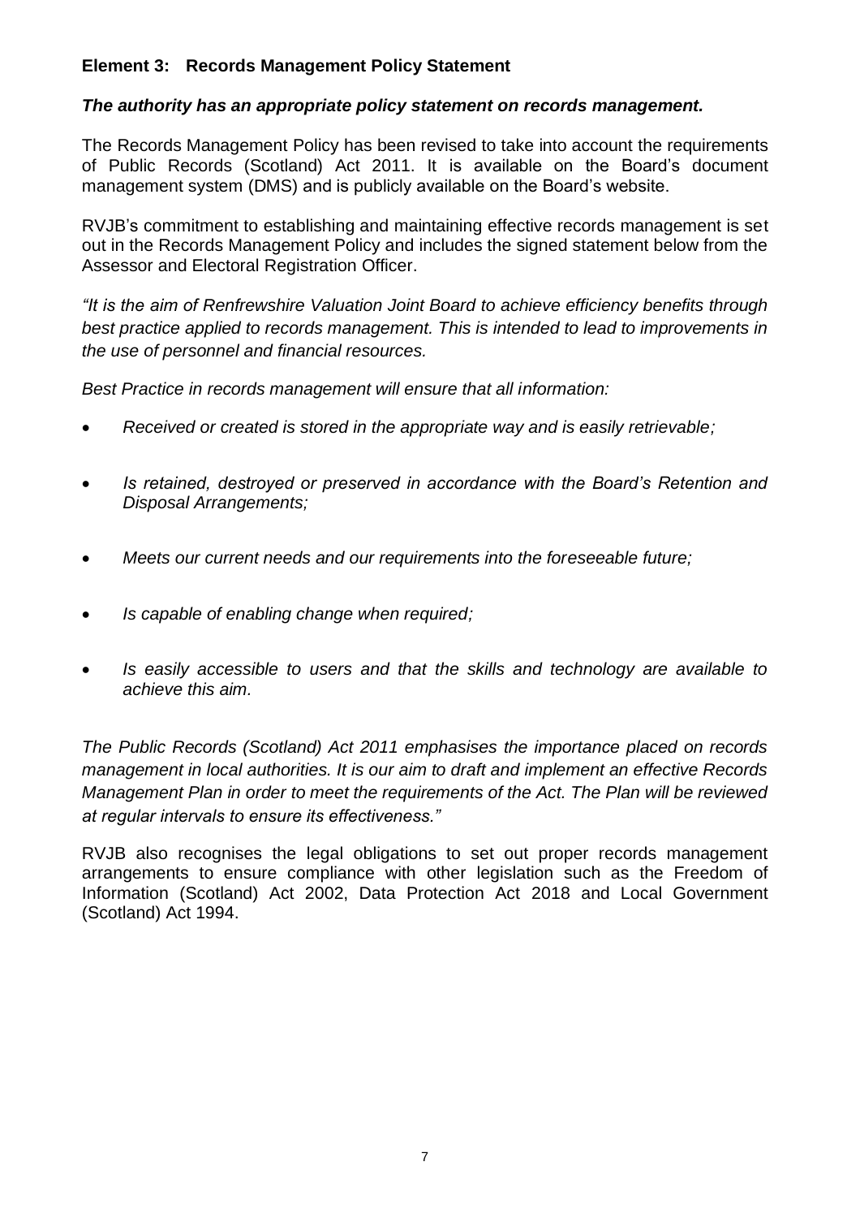**Element 3: Records Management Policy Statement**

***The authority has an appropriate policy statement on records management.***

The Records Management Policy has been revised to take into account the requirements of Public Records (Scotland) Act 2011. It is available on the Board's document management system (DMS) and is publicly available on the Board's website.

RVJB's commitment to establishing and maintaining effective records management is set out in the Records Management Policy and includes the signed statement below from the Assessor and Electoral Registration Officer.

*"It is the aim of Renfrewshire Valuation Joint Board to achieve efficiency benefits through best practice applied to records management. This is intended to lead to improvements in the use of personnel and financial resources.*

*Best Practice in records management will ensure that all information:*

- *Received or created is stored in the appropriate way and is easily retrievable;*
- *Is retained, destroyed or preserved in accordance with the Board's Retention and Disposal Arrangements;*
- *Meets our current needs and our requirements into the foreseeable future;*
- *Is capable of enabling change when required;*
- *Is easily accessible to users and that the skills and technology are available to achieve this aim.*

*The Public Records (Scotland) Act 2011 emphasises the importance placed on records management in local authorities. It is our aim to draft and implement an effective Records Management Plan in order to meet the requirements of the Act. The Plan will be reviewed at regular intervals to ensure its effectiveness."*

RVJB also recognises the legal obligations to set out proper records management arrangements to ensure compliance with other legislation such as the Freedom of Information (Scotland) Act 2002, Data Protection Act 2018 and Local Government (Scotland) Act 1994.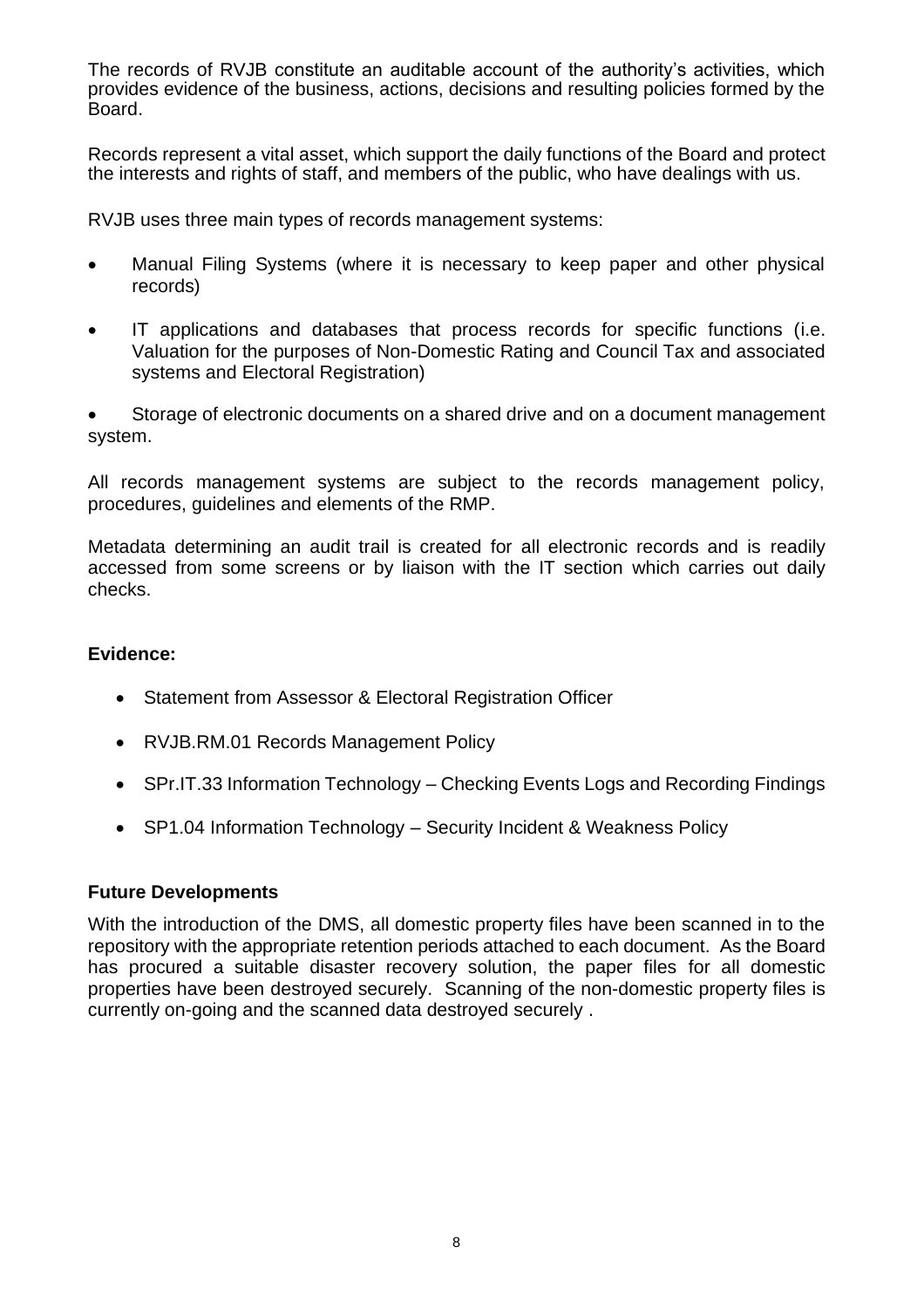The records of RVJB constitute an auditable account of the authority's activities, which provides evidence of the business, actions, decisions and resulting policies formed by the Board.

Records represent a vital asset, which support the daily functions of the Board and protect the interests and rights of staff, and members of the public, who have dealings with us.

RVJB uses three main types of records management systems:

- Manual Filing Systems (where it is necessary to keep paper and other physical records)
- IT applications and databases that process records for specific functions (i.e. Valuation for the purposes of Non-Domestic Rating and Council Tax and associated systems and Electoral Registration)
- Storage of electronic documents on a shared drive and on a document management system.

All records management systems are subject to the records management policy, procedures, guidelines and elements of the RMP.

Metadata determining an audit trail is created for all electronic records and is readily accessed from some screens or by liaison with the IT section which carries out daily checks.

**Evidence:**

- Statement from Assessor & Electoral Registration Officer
- RVJB.RM.01 Records Management Policy
- SPr.IT.33 Information Technology – Checking Events Logs and Recording Findings
- SP1.04 Information Technology – Security Incident & Weakness Policy

**Future Developments**

With the introduction of the DMS, all domestic property files have been scanned in to the repository with the appropriate retention periods attached to each document. As the Board has procured a suitable disaster recovery solution, the paper files for all domestic properties have been destroyed securely. Scanning of the non-domestic property files is currently on-going and the scanned data destroyed securely .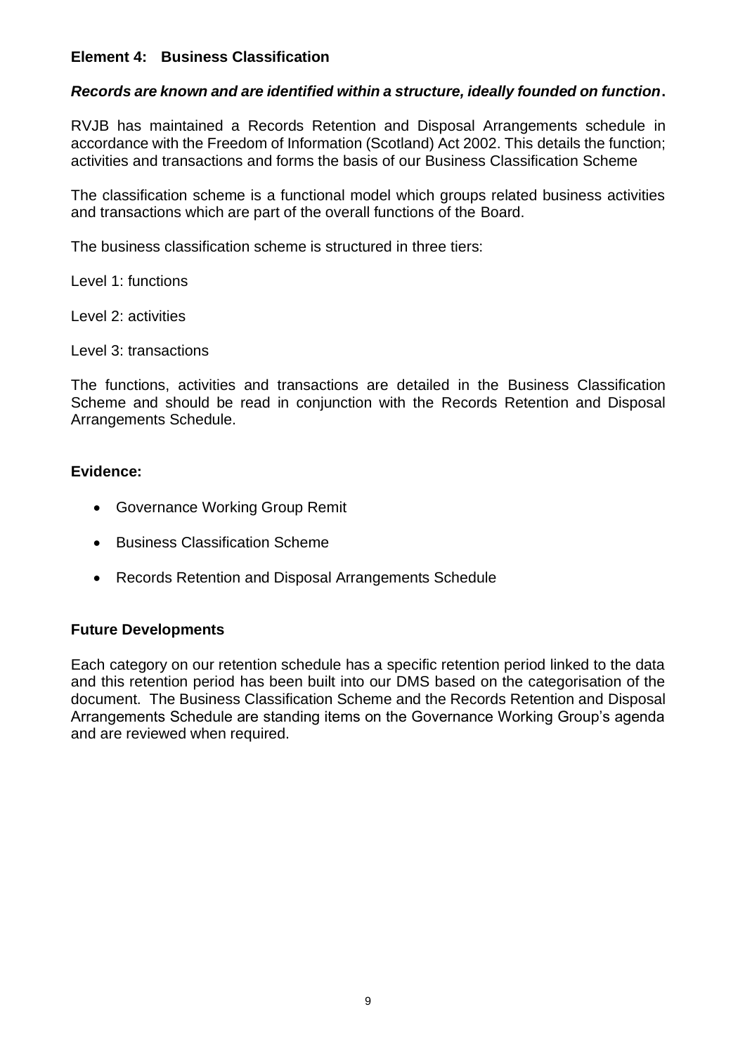## Element 4: Business Classification

***Records are known and are identified within a structure, ideally founded on function.***

RVJB has maintained a Records Retention and Disposal Arrangements schedule in accordance with the Freedom of Information (Scotland) Act 2002. This details the function; activities and transactions and forms the basis of our Business Classification Scheme

The classification scheme is a functional model which groups related business activities and transactions which are part of the overall functions of the Board.

The business classification scheme is structured in three tiers:

Level 1: functions

Level 2: activities

Level 3: transactions

The functions, activities and transactions are detailed in the Business Classification Scheme and should be read in conjunction with the Records Retention and Disposal Arrangements Schedule.

### Evidence:

- Governance Working Group Remit
- Business Classification Scheme
- Records Retention and Disposal Arrangements Schedule

### Future Developments

Each category on our retention schedule has a specific retention period linked to the data and this retention period has been built into our DMS based on the categorisation of the document. The Business Classification Scheme and the Records Retention and Disposal Arrangements Schedule are standing items on the Governance Working Group's agenda and are reviewed when required.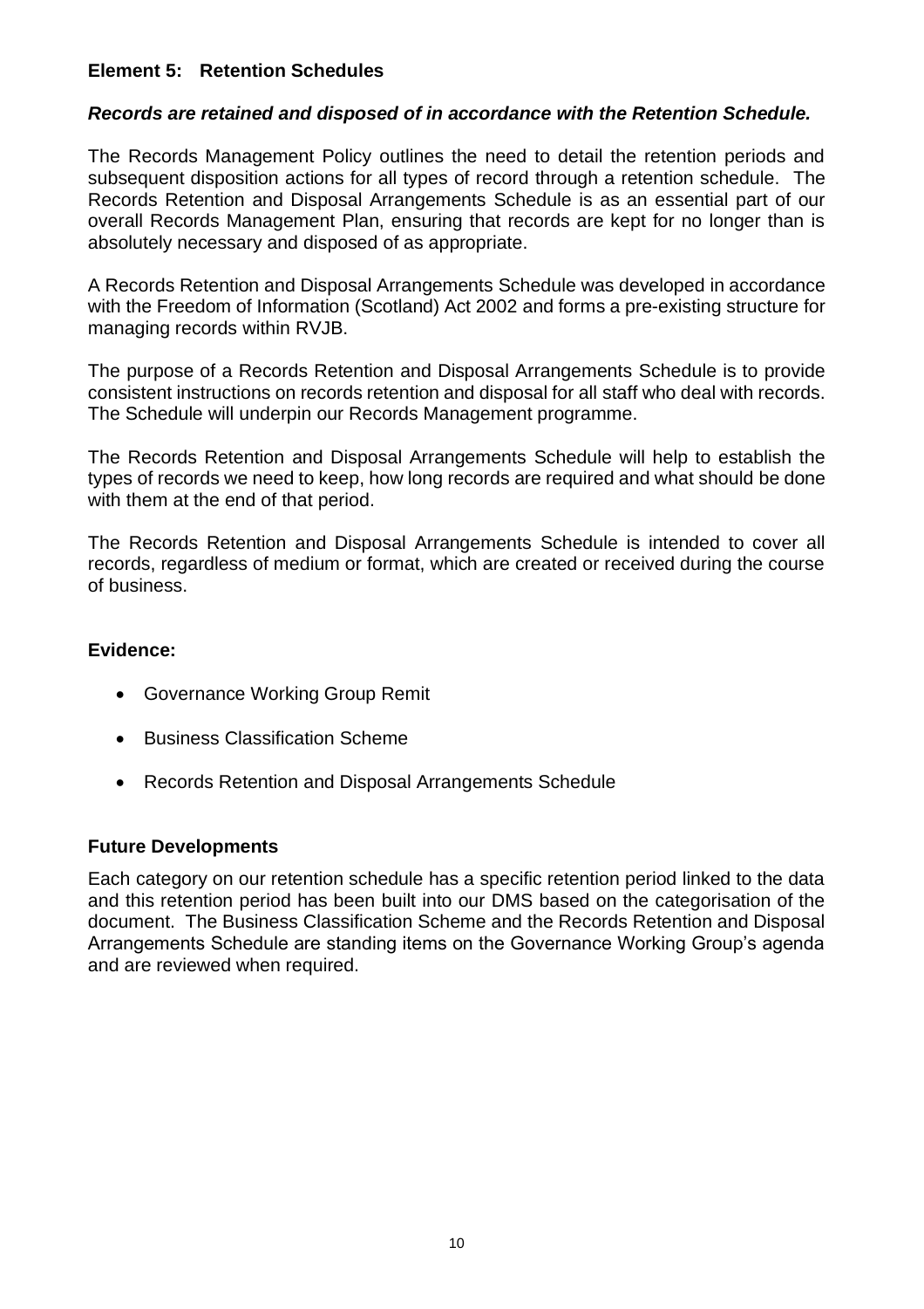## Element 5: Retention Schedules

***Records are retained and disposed of in accordance with the Retention Schedule.***

The Records Management Policy outlines the need to detail the retention periods and subsequent disposition actions for all types of record through a retention schedule. The Records Retention and Disposal Arrangements Schedule is as an essential part of our overall Records Management Plan, ensuring that records are kept for no longer than is absolutely necessary and disposed of as appropriate.

A Records Retention and Disposal Arrangements Schedule was developed in accordance with the Freedom of Information (Scotland) Act 2002 and forms a pre-existing structure for managing records within RVJB.

The purpose of a Records Retention and Disposal Arrangements Schedule is to provide consistent instructions on records retention and disposal for all staff who deal with records. The Schedule will underpin our Records Management programme.

The Records Retention and Disposal Arrangements Schedule will help to establish the types of records we need to keep, how long records are required and what should be done with them at the end of that period.

The Records Retention and Disposal Arrangements Schedule is intended to cover all records, regardless of medium or format, which are created or received during the course of business.

### Evidence:

- Governance Working Group Remit
- Business Classification Scheme
- Records Retention and Disposal Arrangements Schedule

### Future Developments

Each category on our retention schedule has a specific retention period linked to the data and this retention period has been built into our DMS based on the categorisation of the document. The Business Classification Scheme and the Records Retention and Disposal Arrangements Schedule are standing items on the Governance Working Group's agenda and are reviewed when required.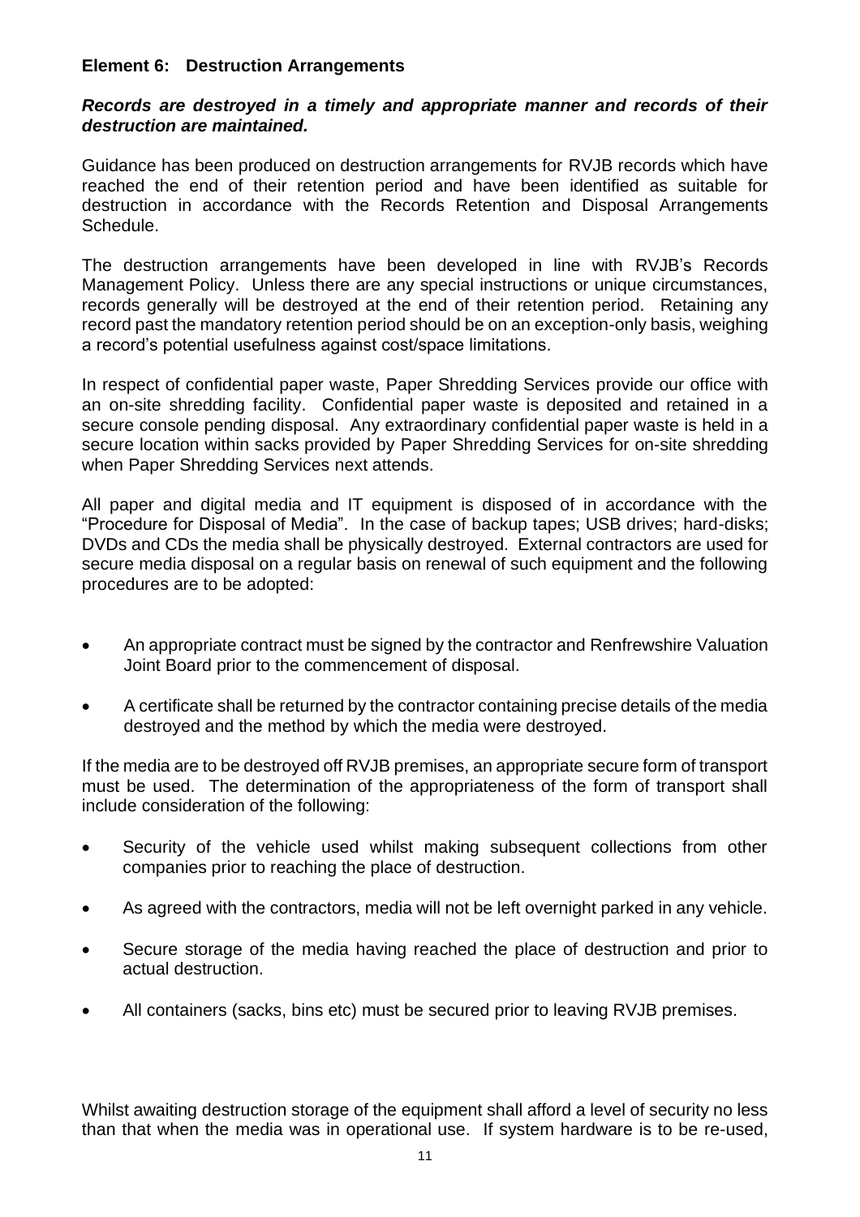**Element 6: Destruction Arrangements**

***Records are destroyed in a timely and appropriate manner and records of their destruction are maintained.***

Guidance has been produced on destruction arrangements for RVJB records which have reached the end of their retention period and have been identified as suitable for destruction in accordance with the Records Retention and Disposal Arrangements Schedule.

The destruction arrangements have been developed in line with RVJB's Records Management Policy. Unless there are any special instructions or unique circumstances, records generally will be destroyed at the end of their retention period. Retaining any record past the mandatory retention period should be on an exception-only basis, weighing a record's potential usefulness against cost/space limitations.

In respect of confidential paper waste, Paper Shredding Services provide our office with an on-site shredding facility. Confidential paper waste is deposited and retained in a secure console pending disposal. Any extraordinary confidential paper waste is held in a secure location within sacks provided by Paper Shredding Services for on-site shredding when Paper Shredding Services next attends.

All paper and digital media and IT equipment is disposed of in accordance with the "Procedure for Disposal of Media". In the case of backup tapes; USB drives; hard-disks; DVDs and CDs the media shall be physically destroyed. External contractors are used for secure media disposal on a regular basis on renewal of such equipment and the following procedures are to be adopted:

- An appropriate contract must be signed by the contractor and Renfrewshire Valuation Joint Board prior to the commencement of disposal.
- A certificate shall be returned by the contractor containing precise details of the media destroyed and the method by which the media were destroyed.

If the media are to be destroyed off RVJB premises, an appropriate secure form of transport must be used. The determination of the appropriateness of the form of transport shall include consideration of the following:

- Security of the vehicle used whilst making subsequent collections from other companies prior to reaching the place of destruction.
- As agreed with the contractors, media will not be left overnight parked in any vehicle.
- Secure storage of the media having reached the place of destruction and prior to actual destruction.
- All containers (sacks, bins etc) must be secured prior to leaving RVJB premises.

Whilst awaiting destruction storage of the equipment shall afford a level of security no less than that when the media was in operational use. If system hardware is to be re-used,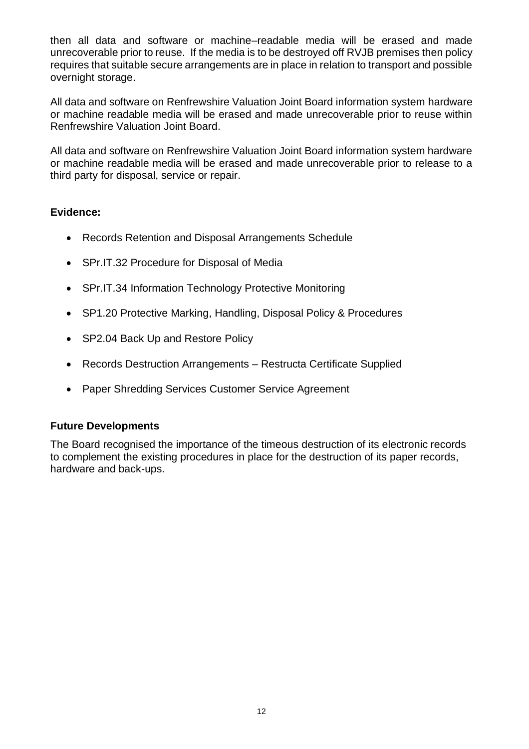then all data and software or machine–readable media will be erased and made unrecoverable prior to reuse. If the media is to be destroyed off RVJB premises then policy requires that suitable secure arrangements are in place in relation to transport and possible overnight storage.

All data and software on Renfrewshire Valuation Joint Board information system hardware or machine readable media will be erased and made unrecoverable prior to reuse within Renfrewshire Valuation Joint Board.

All data and software on Renfrewshire Valuation Joint Board information system hardware or machine readable media will be erased and made unrecoverable prior to release to a third party for disposal, service or repair.

**Evidence:**

- Records Retention and Disposal Arrangements Schedule
- SPr.IT.32 Procedure for Disposal of Media
- SPr.IT.34 Information Technology Protective Monitoring
- SP1.20 Protective Marking, Handling, Disposal Policy & Procedures
- SP2.04 Back Up and Restore Policy
- Records Destruction Arrangements – Restructa Certificate Supplied
- Paper Shredding Services Customer Service Agreement

**Future Developments**

The Board recognised the importance of the timeous destruction of its electronic records to complement the existing procedures in place for the destruction of its paper records, hardware and back-ups.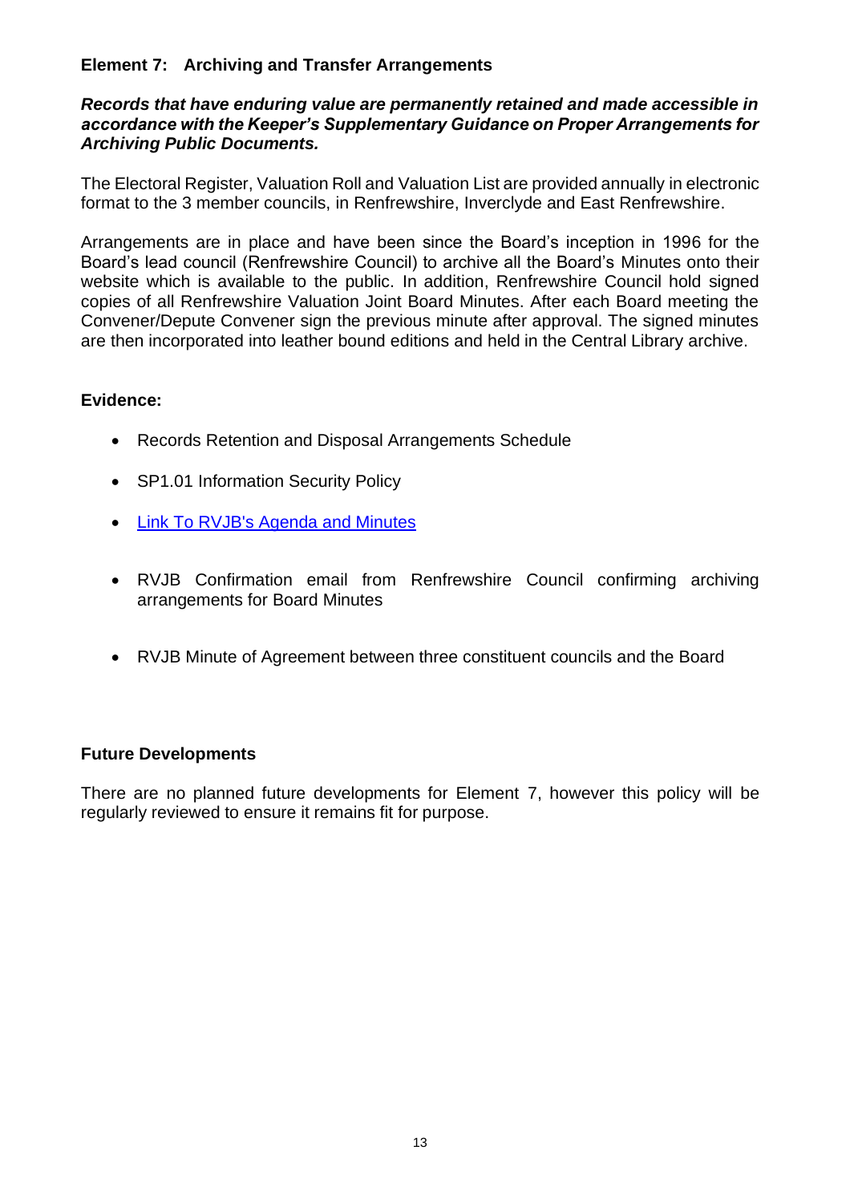## Element 7: Archiving and Transfer Arrangements

***Records that have enduring value are permanently retained and made accessible in accordance with the Keeper's Supplementary Guidance on Proper Arrangements for Archiving Public Documents.***

The Electoral Register, Valuation Roll and Valuation List are provided annually in electronic format to the 3 member councils, in Renfrewshire, Inverclyde and East Renfrewshire.

Arrangements are in place and have been since the Board's inception in 1996 for the Board's lead council (Renfrewshire Council) to archive all the Board's Minutes onto their website which is available to the public. In addition, Renfrewshire Council hold signed copies of all Renfrewshire Valuation Joint Board Minutes. After each Board meeting the Convener/Depute Convener sign the previous minute after approval. The signed minutes are then incorporated into leather bound editions and held in the Central Library archive.

### Evidence:

- Records Retention and Disposal Arrangements Schedule
- SP1.01 Information Security Policy
- Link To RVJB's Agenda and Minutes
- RVJB Confirmation email from Renfrewshire Council confirming archiving arrangements for Board Minutes
- RVJB Minute of Agreement between three constituent councils and the Board

### Future Developments

There are no planned future developments for Element 7, however this policy will be regularly reviewed to ensure it remains fit for purpose.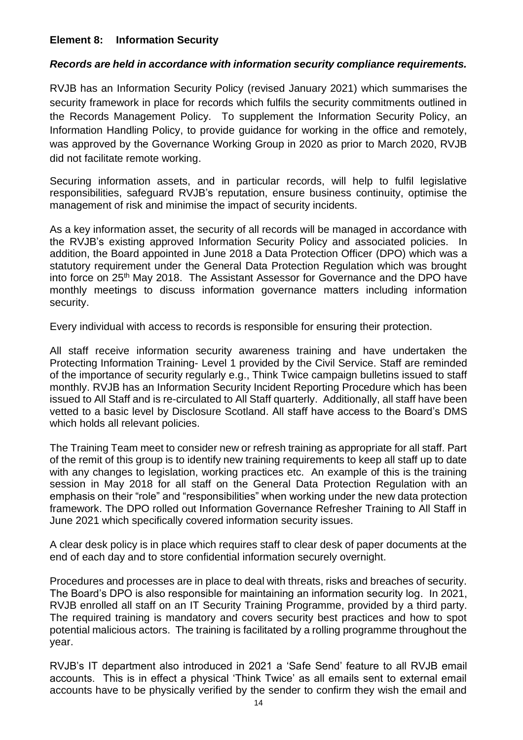**Element 8: Information Security**

***Records are held in accordance with information security compliance requirements.***

RVJB has an Information Security Policy (revised January 2021) which summarises the security framework in place for records which fulfils the security commitments outlined in the Records Management Policy. To supplement the Information Security Policy, an Information Handling Policy, to provide guidance for working in the office and remotely, was approved by the Governance Working Group in 2020 as prior to March 2020, RVJB did not facilitate remote working.

Securing information assets, and in particular records, will help to fulfil legislative responsibilities, safeguard RVJB's reputation, ensure business continuity, optimise the management of risk and minimise the impact of security incidents.

As a key information asset, the security of all records will be managed in accordance with the RVJB's existing approved Information Security Policy and associated policies. In addition, the Board appointed in June 2018 a Data Protection Officer (DPO) which was a statutory requirement under the General Data Protection Regulation which was brought into force on 25th May 2018. The Assistant Assessor for Governance and the DPO have monthly meetings to discuss information governance matters including information security.

Every individual with access to records is responsible for ensuring their protection.

All staff receive information security awareness training and have undertaken the Protecting Information Training- Level 1 provided by the Civil Service. Staff are reminded of the importance of security regularly e.g., Think Twice campaign bulletins issued to staff monthly. RVJB has an Information Security Incident Reporting Procedure which has been issued to All Staff and is re-circulated to All Staff quarterly. Additionally, all staff have been vetted to a basic level by Disclosure Scotland. All staff have access to the Board's DMS which holds all relevant policies.

The Training Team meet to consider new or refresh training as appropriate for all staff. Part of the remit of this group is to identify new training requirements to keep all staff up to date with any changes to legislation, working practices etc. An example of this is the training session in May 2018 for all staff on the General Data Protection Regulation with an emphasis on their "role" and "responsibilities" when working under the new data protection framework. The DPO rolled out Information Governance Refresher Training to All Staff in June 2021 which specifically covered information security issues.

A clear desk policy is in place which requires staff to clear desk of paper documents at the end of each day and to store confidential information securely overnight.

Procedures and processes are in place to deal with threats, risks and breaches of security. The Board's DPO is also responsible for maintaining an information security log. In 2021, RVJB enrolled all staff on an IT Security Training Programme, provided by a third party. The required training is mandatory and covers security best practices and how to spot potential malicious actors. The training is facilitated by a rolling programme throughout the year.

RVJB's IT department also introduced in 2021 a 'Safe Send' feature to all RVJB email accounts. This is in effect a physical 'Think Twice' as all emails sent to external email accounts have to be physically verified by the sender to confirm they wish the email and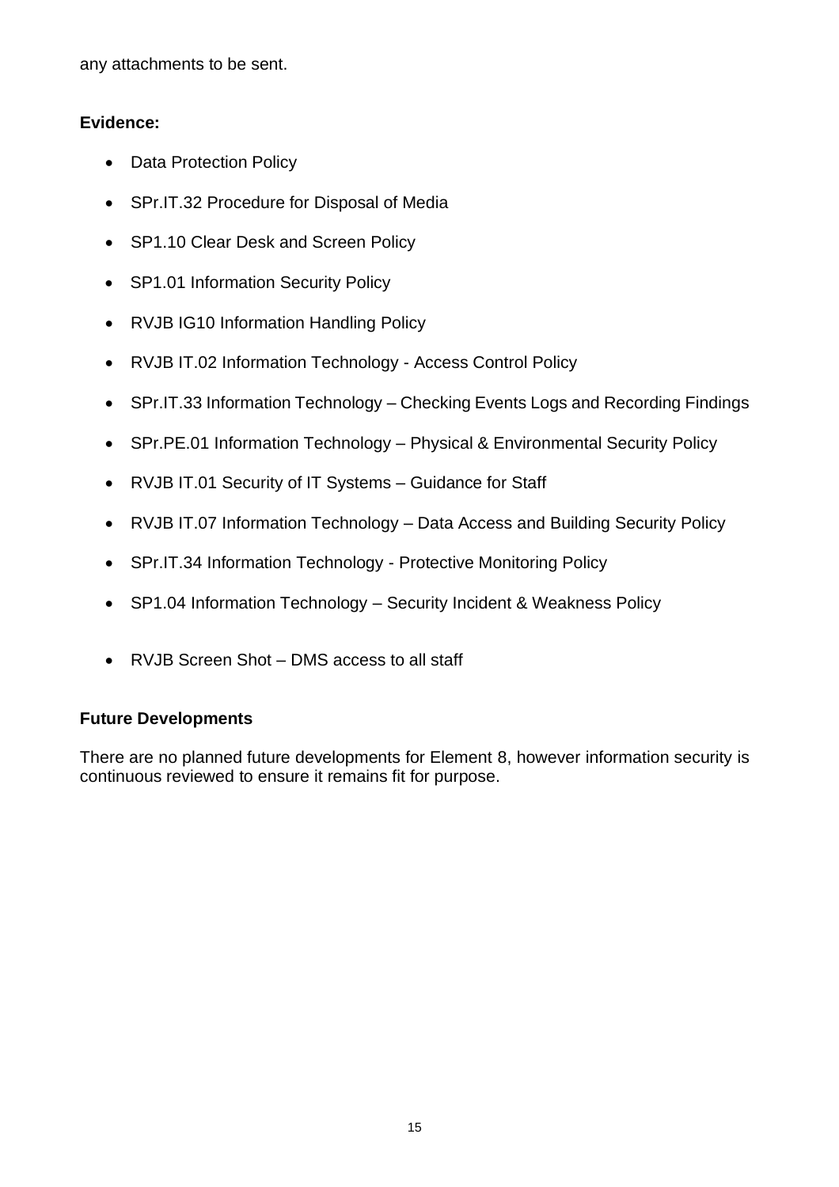any attachments to be sent.

**Evidence:**

- Data Protection Policy
- SPr.IT.32 Procedure for Disposal of Media
- SP1.10 Clear Desk and Screen Policy
- SP1.01 Information Security Policy
- RVJB IG10 Information Handling Policy
- RVJB IT.02 Information Technology - Access Control Policy
- SPr.IT.33 Information Technology – Checking Events Logs and Recording Findings
- SPr.PE.01 Information Technology – Physical & Environmental Security Policy
- RVJB IT.01 Security of IT Systems – Guidance for Staff
- RVJB IT.07 Information Technology – Data Access and Building Security Policy
- SPr.IT.34 Information Technology - Protective Monitoring Policy
- SP1.04 Information Technology – Security Incident & Weakness Policy
- RVJB Screen Shot – DMS access to all staff

**Future Developments**

There are no planned future developments for Element 8, however information security is continuous reviewed to ensure it remains fit for purpose.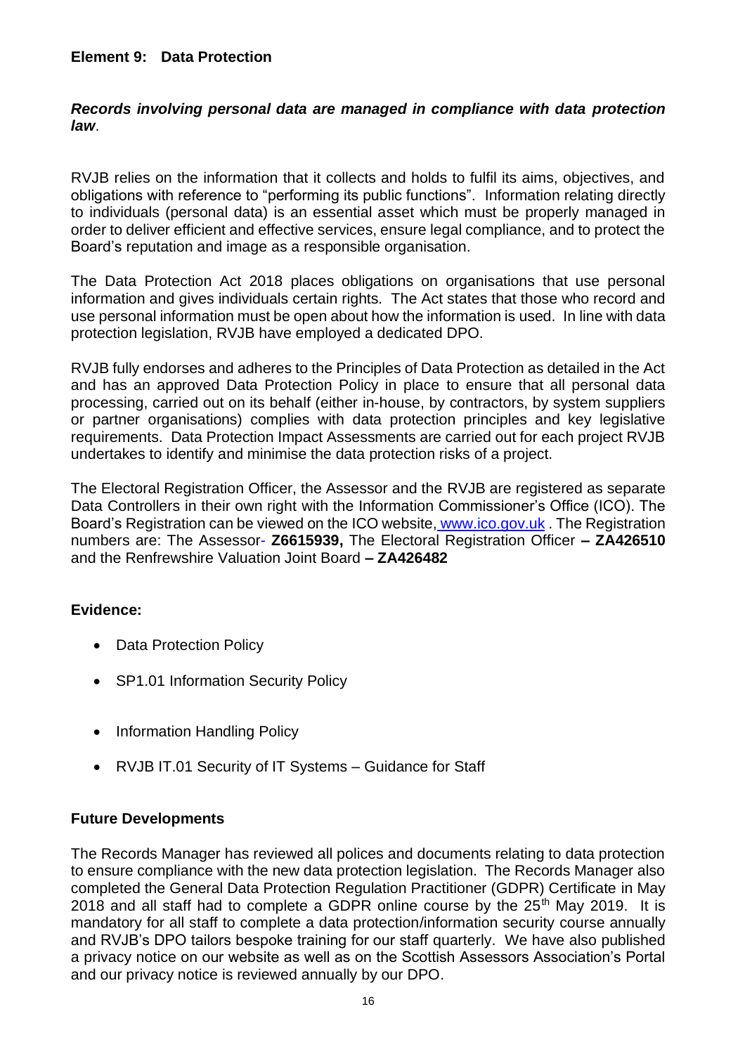## Element 9: Data Protection

***Records involving personal data are managed in compliance with data protection law*.**

RVJB relies on the information that it collects and holds to fulfil its aims, objectives, and obligations with reference to "performing its public functions". Information relating directly to individuals (personal data) is an essential asset which must be properly managed in order to deliver efficient and effective services, ensure legal compliance, and to protect the Board's reputation and image as a responsible organisation.

The Data Protection Act 2018 places obligations on organisations that use personal information and gives individuals certain rights. The Act states that those who record and use personal information must be open about how the information is used. In line with data protection legislation, RVJB have employed a dedicated DPO.

RVJB fully endorses and adheres to the Principles of Data Protection as detailed in the Act and has an approved Data Protection Policy in place to ensure that all personal data processing, carried out on its behalf (either in-house, by contractors, by system suppliers or partner organisations) complies with data protection principles and key legislative requirements. Data Protection Impact Assessments are carried out for each project RVJB undertakes to identify and minimise the data protection risks of a project.

The Electoral Registration Officer, the Assessor and the RVJB are registered as separate Data Controllers in their own right with the Information Commissioner's Office (ICO). The Board's Registration can be viewed on the ICO website, www.ico.gov.uk . The Registration numbers are: The Assessor- **Z6615939,** The Electoral Registration Officer **– ZA426510** and the Renfrewshire Valuation Joint Board **– ZA426482**

### Evidence:

- Data Protection Policy
- SP1.01 Information Security Policy
- Information Handling Policy
- RVJB IT.01 Security of IT Systems – Guidance for Staff

### Future Developments

The Records Manager has reviewed all polices and documents relating to data protection to ensure compliance with the new data protection legislation. The Records Manager also completed the General Data Protection Regulation Practitioner (GDPR) Certificate in May 2018 and all staff had to complete a GDPR online course by the 25th May 2019. It is mandatory for all staff to complete a data protection/information security course annually and RVJB's DPO tailors bespoke training for our staff quarterly. We have also published a privacy notice on our website as well as on the Scottish Assessors Association's Portal and our privacy notice is reviewed annually by our DPO.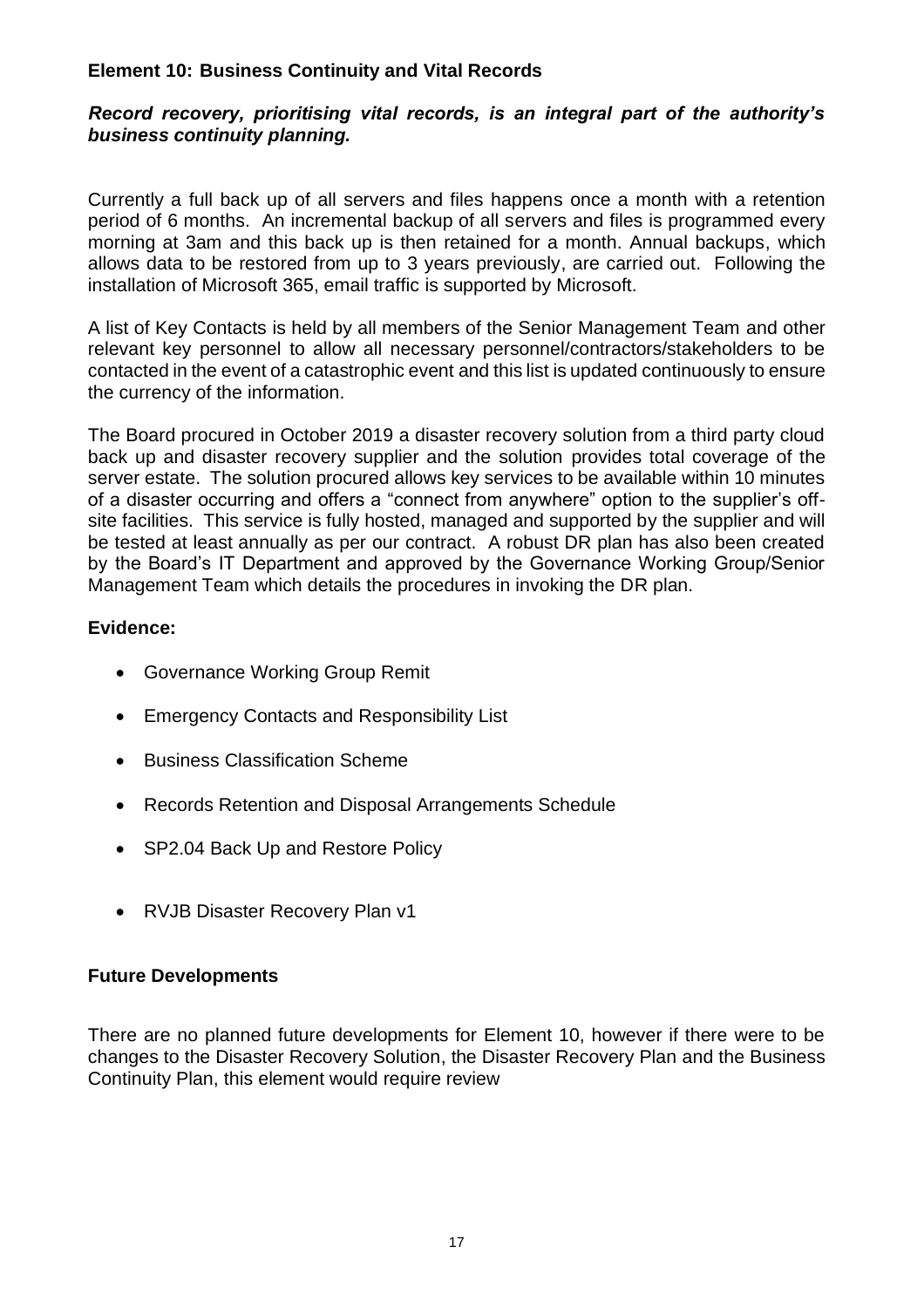## Element 10: Business Continuity and Vital Records

***Record recovery, prioritising vital records, is an integral part of the authority's business continuity planning.***

Currently a full back up of all servers and files happens once a month with a retention period of 6 months. An incremental backup of all servers and files is programmed every morning at 3am and this back up is then retained for a month. Annual backups, which allows data to be restored from up to 3 years previously, are carried out. Following the installation of Microsoft 365, email traffic is supported by Microsoft.

A list of Key Contacts is held by all members of the Senior Management Team and other relevant key personnel to allow all necessary personnel/contractors/stakeholders to be contacted in the event of a catastrophic event and this list is updated continuously to ensure the currency of the information.

The Board procured in October 2019 a disaster recovery solution from a third party cloud back up and disaster recovery supplier and the solution provides total coverage of the server estate. The solution procured allows key services to be available within 10 minutes of a disaster occurring and offers a "connect from anywhere" option to the supplier's off-site facilities. This service is fully hosted, managed and supported by the supplier and will be tested at least annually as per our contract. A robust DR plan has also been created by the Board's IT Department and approved by the Governance Working Group/Senior Management Team which details the procedures in invoking the DR plan.

### Evidence:

- Governance Working Group Remit
- Emergency Contacts and Responsibility List
- Business Classification Scheme
- Records Retention and Disposal Arrangements Schedule
- SP2.04 Back Up and Restore Policy
- RVJB Disaster Recovery Plan v1

### Future Developments

There are no planned future developments for Element 10, however if there were to be changes to the Disaster Recovery Solution, the Disaster Recovery Plan and the Business Continuity Plan, this element would require review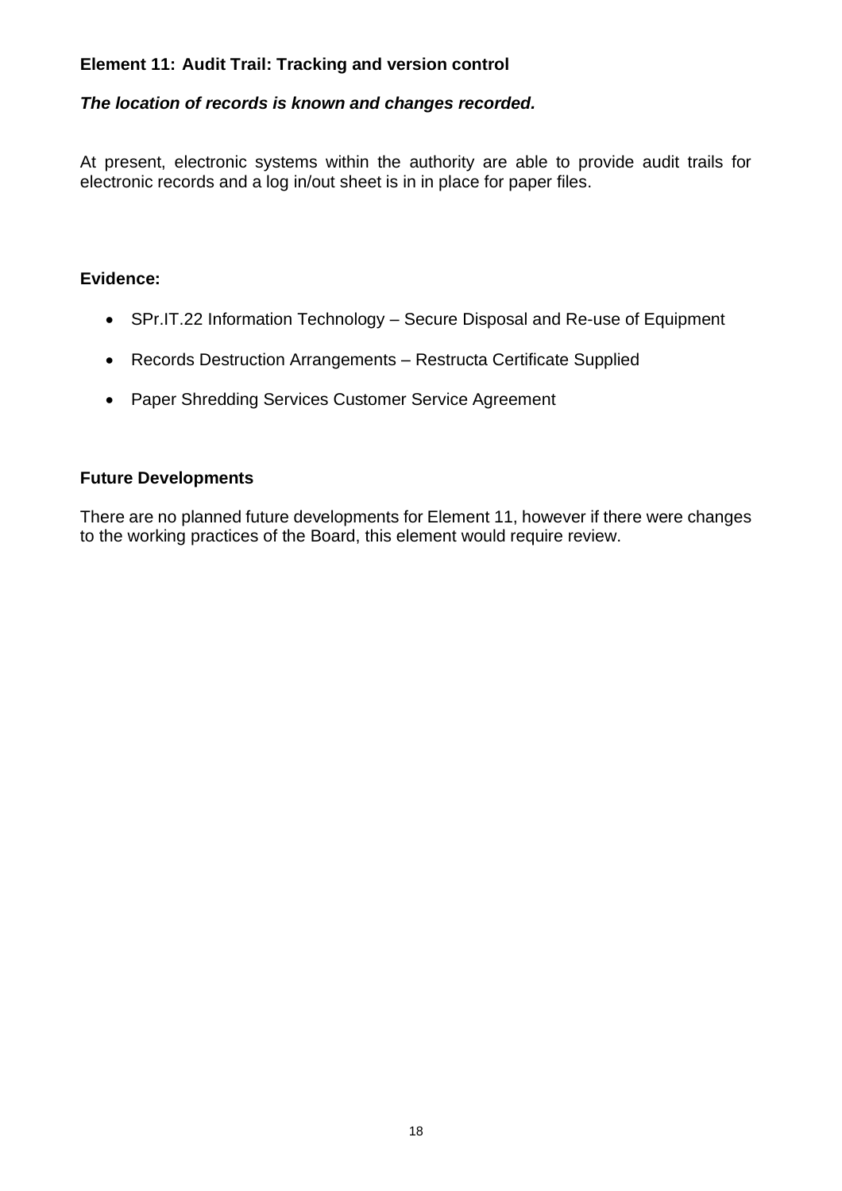## Element 11: Audit Trail: Tracking and version control

***The location of records is known and changes recorded.***

At present, electronic systems within the authority are able to provide audit trails for electronic records and a log in/out sheet is in in place for paper files.

**Evidence:**

- SPr.IT.22 Information Technology – Secure Disposal and Re-use of Equipment
- Records Destruction Arrangements – Restructa Certificate Supplied
- Paper Shredding Services Customer Service Agreement

**Future Developments**

There are no planned future developments for Element 11, however if there were changes to the working practices of the Board, this element would require review.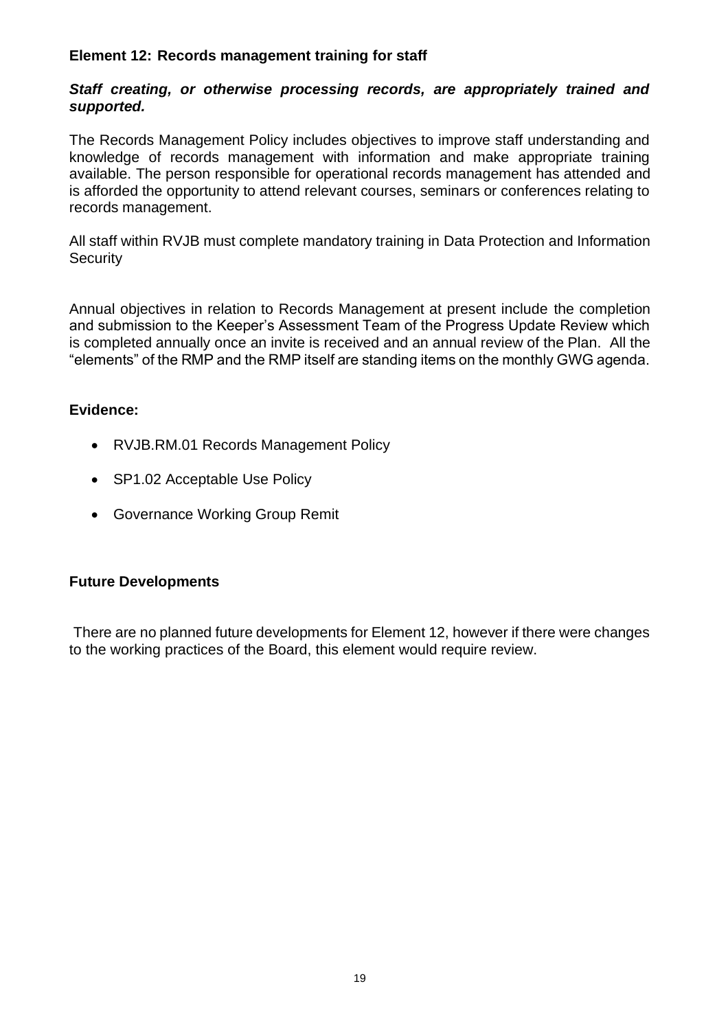## Element 12: Records management training for staff

***Staff creating, or otherwise processing records, are appropriately trained and supported.***

The Records Management Policy includes objectives to improve staff understanding and knowledge of records management with information and make appropriate training available. The person responsible for operational records management has attended and is afforded the opportunity to attend relevant courses, seminars or conferences relating to records management.

All staff within RVJB must complete mandatory training in Data Protection and Information Security

Annual objectives in relation to Records Management at present include the completion and submission to the Keeper's Assessment Team of the Progress Update Review which is completed annually once an invite is received and an annual review of the Plan. All the "elements" of the RMP and the RMP itself are standing items on the monthly GWG agenda.

### Evidence:

- RVJB.RM.01 Records Management Policy
- SP1.02 Acceptable Use Policy
- Governance Working Group Remit

### Future Developments

There are no planned future developments for Element 12, however if there were changes to the working practices of the Board, this element would require review.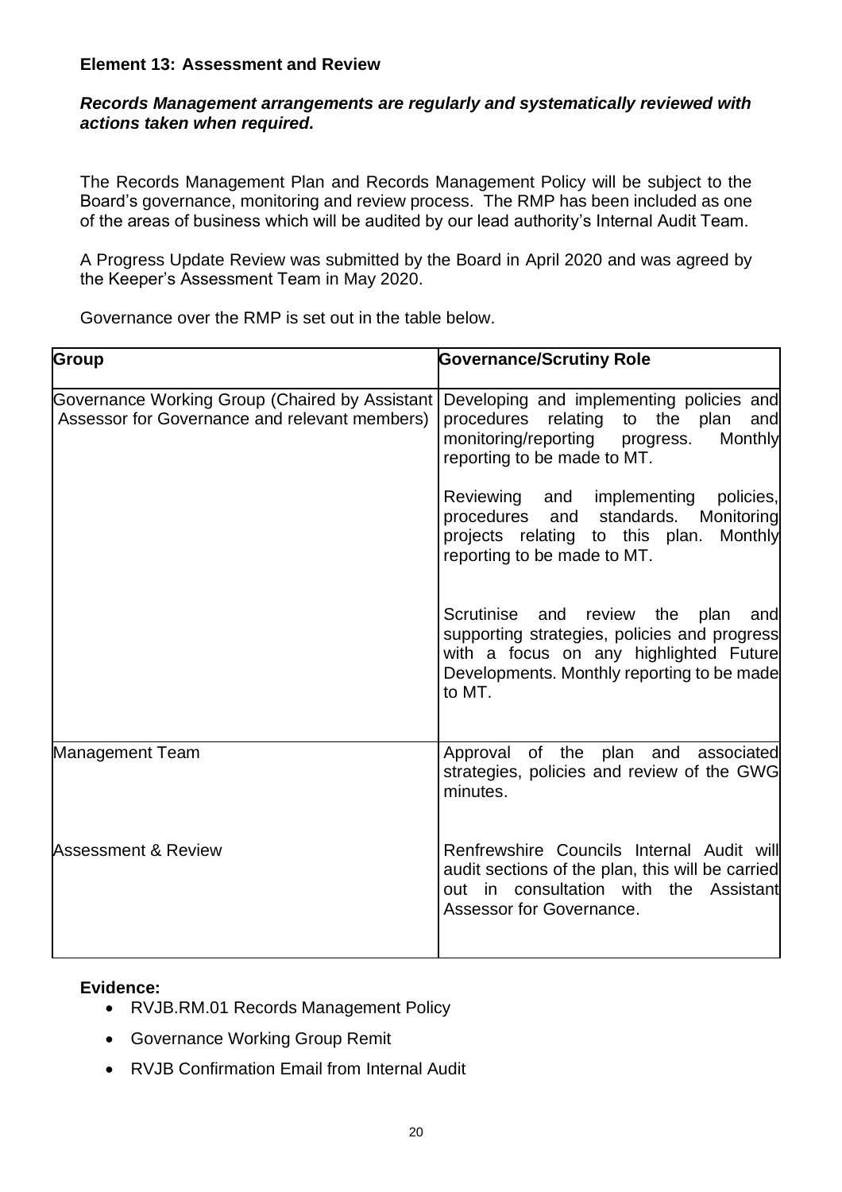**Element 13: Assessment and Review**

***Records Management arrangements are regularly and systematically reviewed with actions taken when required.***

The Records Management Plan and Records Management Policy will be subject to the Board's governance, monitoring and review process. The RMP has been included as one of the areas of business which will be audited by our lead authority's Internal Audit Team.

A Progress Update Review was submitted by the Board in April 2020 and was agreed by the Keeper's Assessment Team in May 2020.

Governance over the RMP is set out in the table below.

| Group | Governance/Scrutiny Role |
|---|---|
| Governance Working Group (Chaired by Assistant Assessor for Governance and relevant members) | Developing and implementing policies and procedures relating to the plan and monitoring/reporting progress. Monthly reporting to be made to MT.<br><br>Reviewing and implementing policies, procedures and standards. Monitoring projects relating to this plan. Monthly reporting to be made to MT.<br><br>Scrutinise and review the plan and supporting strategies, policies and progress with a focus on any highlighted Future Developments. Monthly reporting to be made to MT. |
| Management Team | Approval of the plan and associated strategies, policies and review of the GWG minutes. |
| Assessment & Review | Renfrewshire Councils Internal Audit will audit sections of the plan, this will be carried out in consultation with the Assistant Assessor for Governance. |

**Evidence:**

- RVJB.RM.01 Records Management Policy
- Governance Working Group Remit
- RVJB Confirmation Email from Internal Audit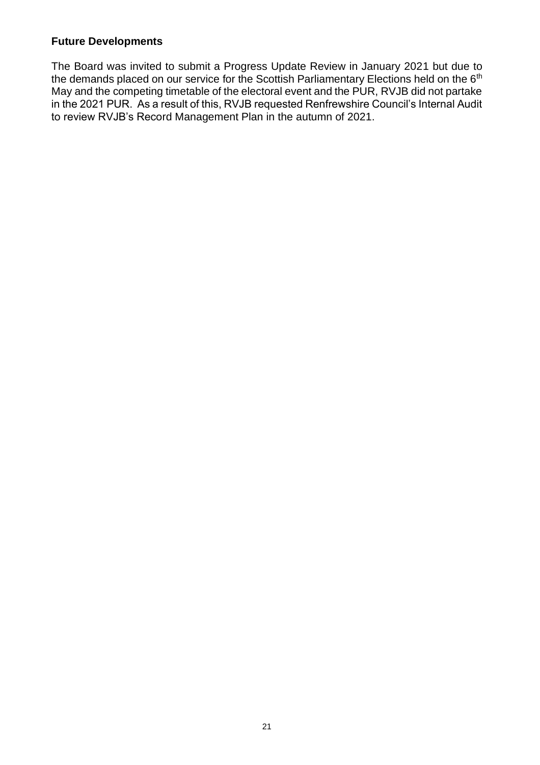**Future Developments**

The Board was invited to submit a Progress Update Review in January 2021 but due to the demands placed on our service for the Scottish Parliamentary Elections held on the 6th May and the competing timetable of the electoral event and the PUR, RVJB did not partake in the 2021 PUR. As a result of this, RVJB requested Renfrewshire Council's Internal Audit to review RVJB's Record Management Plan in the autumn of 2021.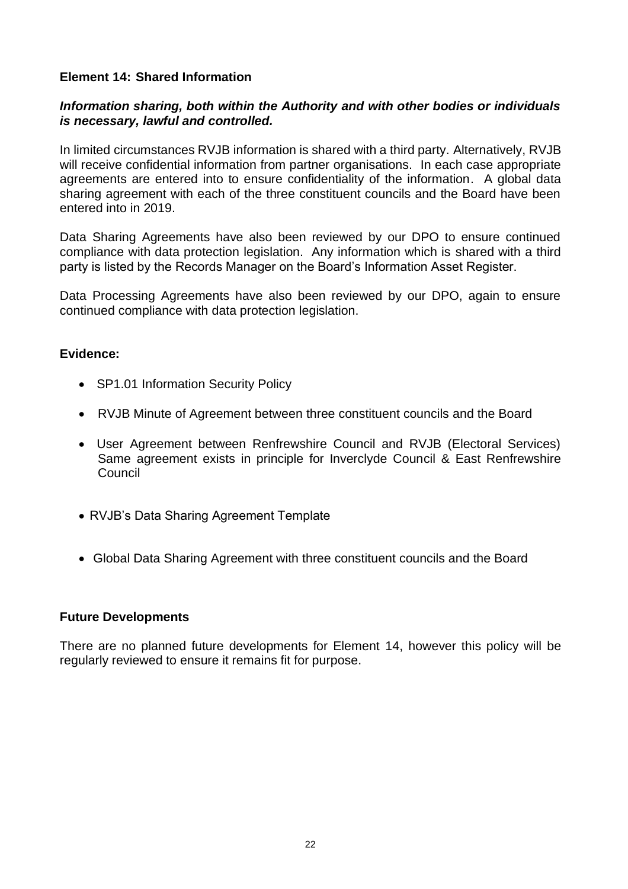## Element 14: Shared Information

***Information sharing, both within the Authority and with other bodies or individuals is necessary, lawful and controlled.***

In limited circumstances RVJB information is shared with a third party. Alternatively, RVJB will receive confidential information from partner organisations. In each case appropriate agreements are entered into to ensure confidentiality of the information. A global data sharing agreement with each of the three constituent councils and the Board have been entered into in 2019.

Data Sharing Agreements have also been reviewed by our DPO to ensure continued compliance with data protection legislation. Any information which is shared with a third party is listed by the Records Manager on the Board's Information Asset Register.

Data Processing Agreements have also been reviewed by our DPO, again to ensure continued compliance with data protection legislation.

### Evidence:

- SP1.01 Information Security Policy
- RVJB Minute of Agreement between three constituent councils and the Board
- User Agreement between Renfrewshire Council and RVJB (Electoral Services) Same agreement exists in principle for Inverclyde Council & East Renfrewshire Council
- RVJB's Data Sharing Agreement Template
- Global Data Sharing Agreement with three constituent councils and the Board

### Future Developments

There are no planned future developments for Element 14, however this policy will be regularly reviewed to ensure it remains fit for purpose.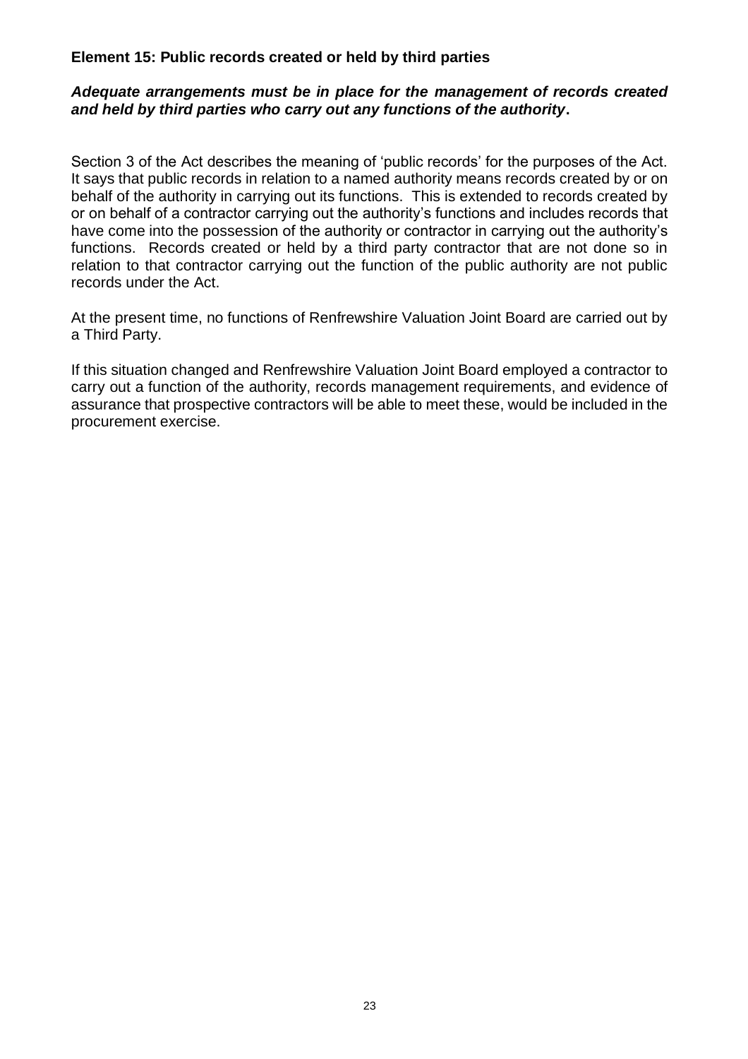**Element 15: Public records created or held by third parties**

***Adequate arrangements must be in place for the management of records created and held by third parties who carry out any functions of the authority.***

Section 3 of the Act describes the meaning of 'public records' for the purposes of the Act. It says that public records in relation to a named authority means records created by or on behalf of the authority in carrying out its functions. This is extended to records created by or on behalf of a contractor carrying out the authority's functions and includes records that have come into the possession of the authority or contractor in carrying out the authority's functions. Records created or held by a third party contractor that are not done so in relation to that contractor carrying out the function of the public authority are not public records under the Act.

At the present time, no functions of Renfrewshire Valuation Joint Board are carried out by a Third Party.

If this situation changed and Renfrewshire Valuation Joint Board employed a contractor to carry out a function of the authority, records management requirements, and evidence of assurance that prospective contractors will be able to meet these, would be included in the procurement exercise.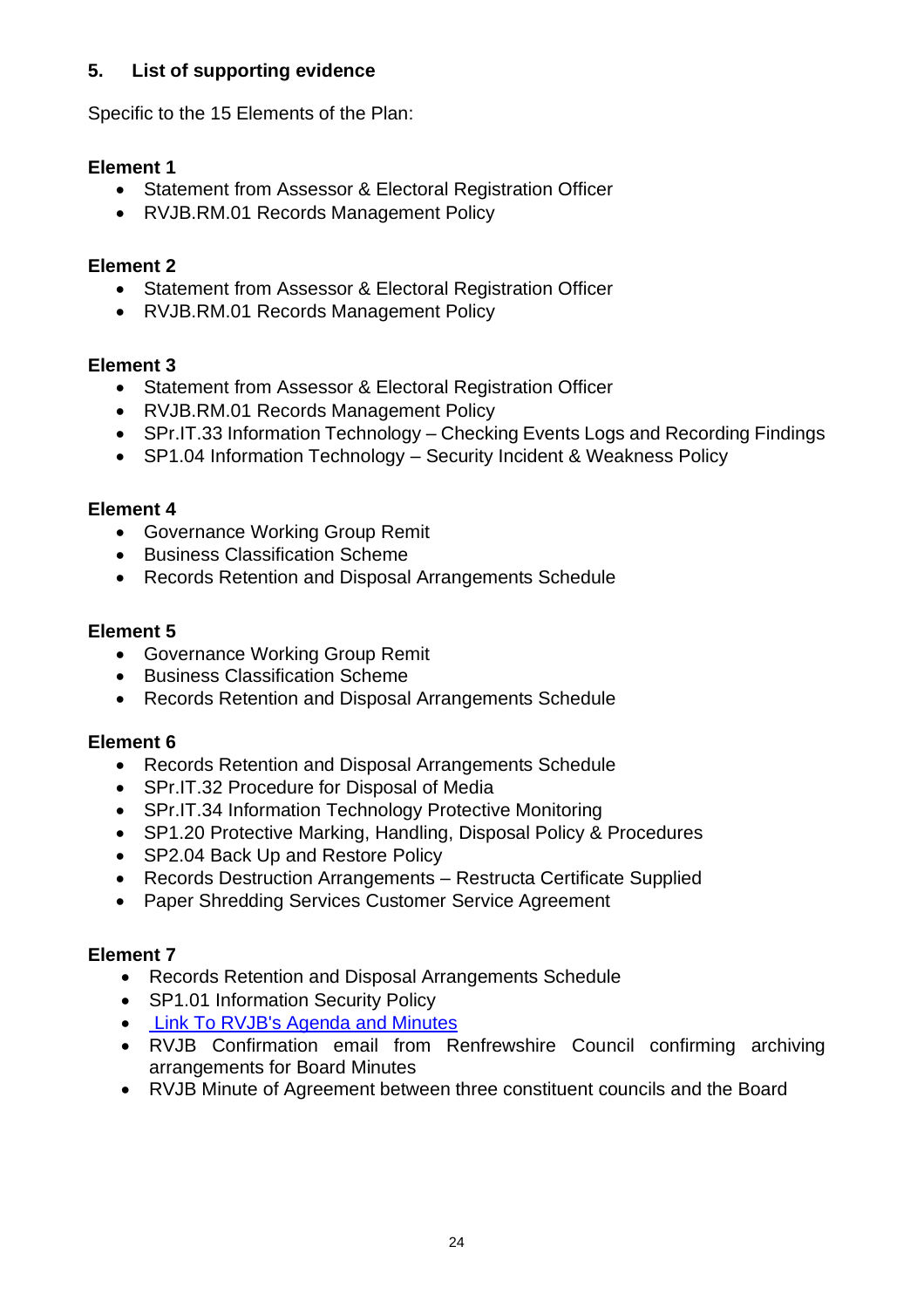## 5. List of supporting evidence

Specific to the 15 Elements of the Plan:

**Element 1**

- Statement from Assessor & Electoral Registration Officer
- RVJB.RM.01 Records Management Policy

**Element 2**

- Statement from Assessor & Electoral Registration Officer
- RVJB.RM.01 Records Management Policy

**Element 3**

- Statement from Assessor & Electoral Registration Officer
- RVJB.RM.01 Records Management Policy
- SPr.IT.33 Information Technology – Checking Events Logs and Recording Findings
- SP1.04 Information Technology – Security Incident & Weakness Policy

**Element 4**

- Governance Working Group Remit
- Business Classification Scheme
- Records Retention and Disposal Arrangements Schedule

**Element 5**

- Governance Working Group Remit
- Business Classification Scheme
- Records Retention and Disposal Arrangements Schedule

**Element 6**

- Records Retention and Disposal Arrangements Schedule
- SPr.IT.32 Procedure for Disposal of Media
- SPr.IT.34 Information Technology Protective Monitoring
- SP1.20 Protective Marking, Handling, Disposal Policy & Procedures
- SP2.04 Back Up and Restore Policy
- Records Destruction Arrangements – Restructa Certificate Supplied
- Paper Shredding Services Customer Service Agreement

**Element 7**

- Records Retention and Disposal Arrangements Schedule
- SP1.01 Information Security Policy
- Link To RVJB's Agenda and Minutes
- RVJB Confirmation email from Renfrewshire Council confirming archiving arrangements for Board Minutes
- RVJB Minute of Agreement between three constituent councils and the Board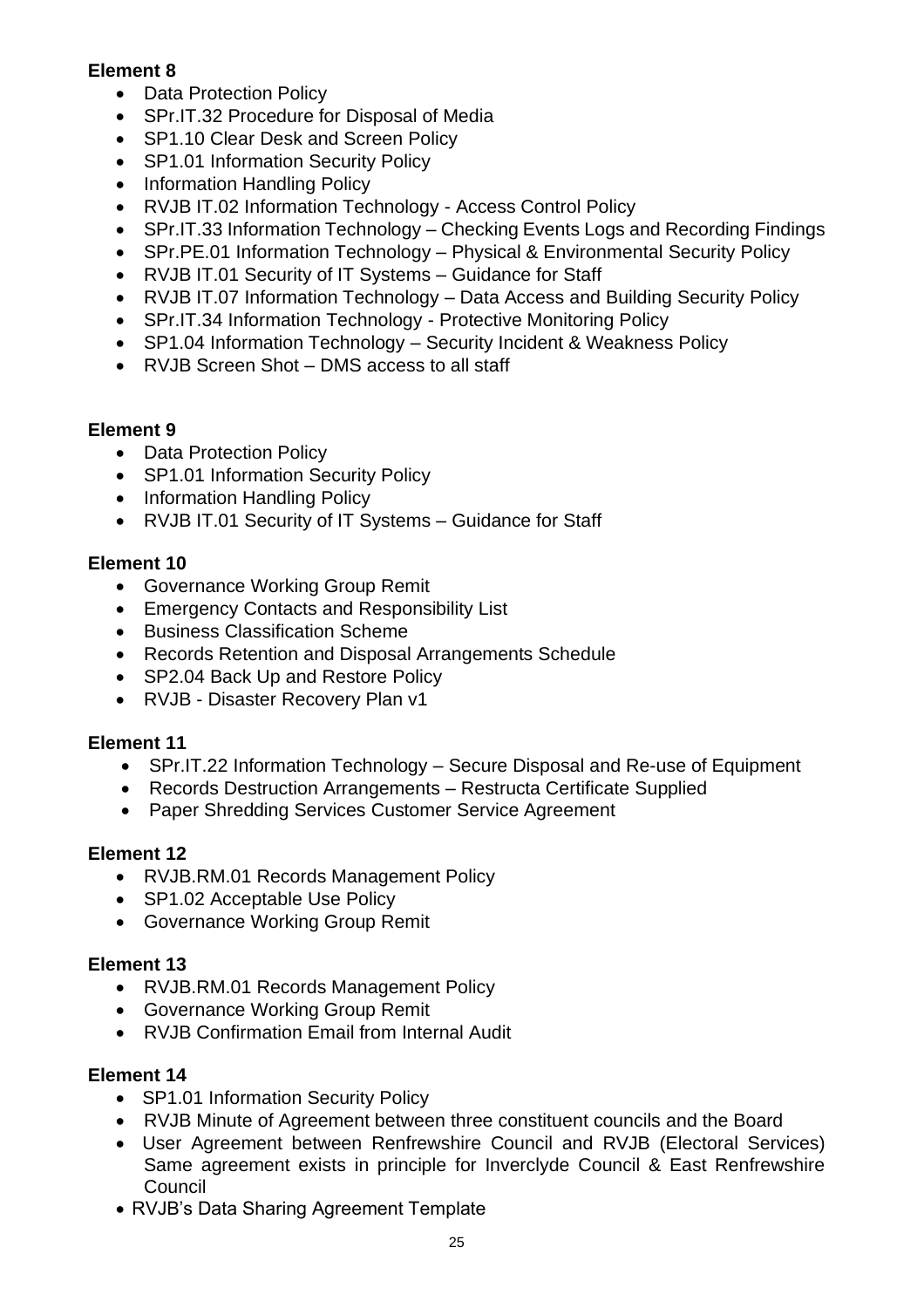**Element 8**

- Data Protection Policy
- SPr.IT.32 Procedure for Disposal of Media
- SP1.10 Clear Desk and Screen Policy
- SP1.01 Information Security Policy
- Information Handling Policy
- RVJB IT.02 Information Technology - Access Control Policy
- SPr.IT.33 Information Technology – Checking Events Logs and Recording Findings
- SPr.PE.01 Information Technology – Physical & Environmental Security Policy
- RVJB IT.01 Security of IT Systems – Guidance for Staff
- RVJB IT.07 Information Technology – Data Access and Building Security Policy
- SPr.IT.34 Information Technology - Protective Monitoring Policy
- SP1.04 Information Technology – Security Incident & Weakness Policy
- RVJB Screen Shot – DMS access to all staff

**Element 9**

- Data Protection Policy
- SP1.01 Information Security Policy
- Information Handling Policy
- RVJB IT.01 Security of IT Systems – Guidance for Staff

**Element 10**

- Governance Working Group Remit
- Emergency Contacts and Responsibility List
- Business Classification Scheme
- Records Retention and Disposal Arrangements Schedule
- SP2.04 Back Up and Restore Policy
- RVJB - Disaster Recovery Plan v1

**Element 11**

- SPr.IT.22 Information Technology – Secure Disposal and Re-use of Equipment
- Records Destruction Arrangements – Restructa Certificate Supplied
- Paper Shredding Services Customer Service Agreement

**Element 12**

- RVJB.RM.01 Records Management Policy
- SP1.02 Acceptable Use Policy
- Governance Working Group Remit

**Element 13**

- RVJB.RM.01 Records Management Policy
- Governance Working Group Remit
- RVJB Confirmation Email from Internal Audit

**Element 14**

- SP1.01 Information Security Policy
- RVJB Minute of Agreement between three constituent councils and the Board
- User Agreement between Renfrewshire Council and RVJB (Electoral Services) Same agreement exists in principle for Inverclyde Council & East Renfrewshire Council
- RVJB's Data Sharing Agreement Template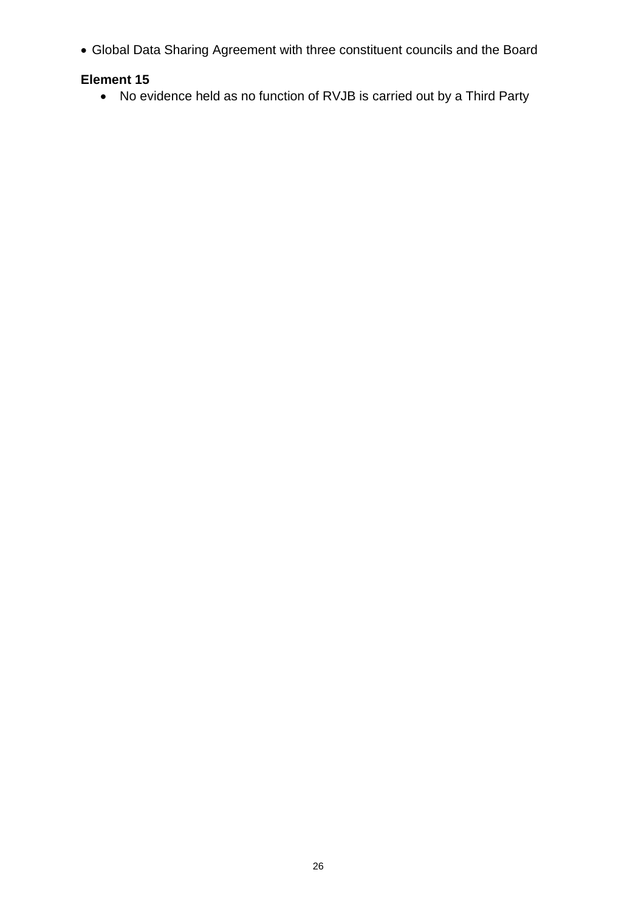- Global Data Sharing Agreement with three constituent councils and the Board

**Element 15**

- No evidence held as no function of RVJB is carried out by a Third Party